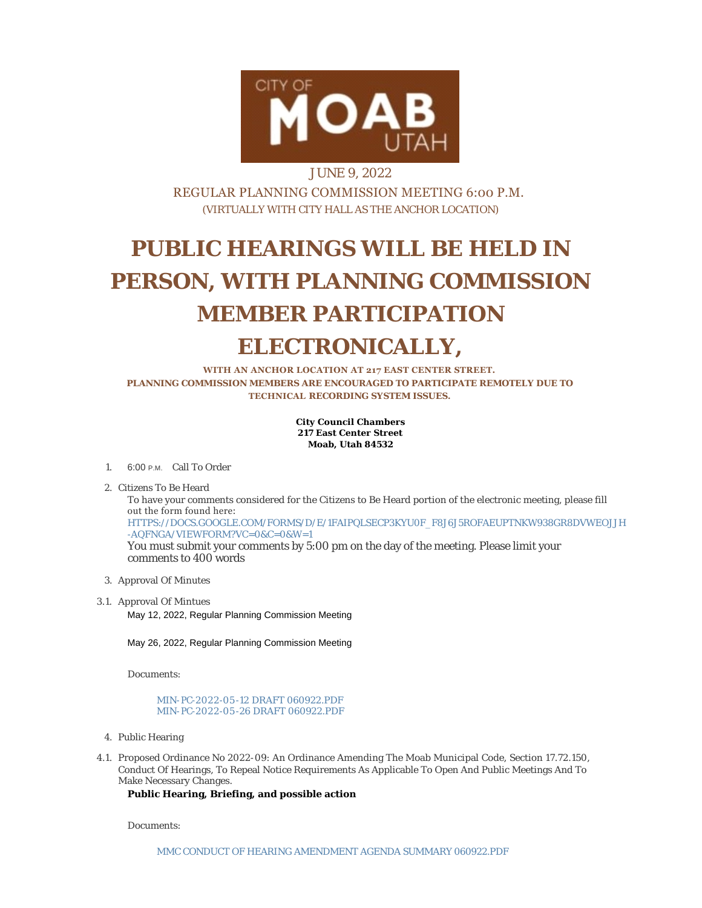CITY OF MOAB UTAH

JUNE 9, 2022

REGULAR PLANNING COMMISSION MEETING 6:00 P.M.

(VIRTUALLY WITH CITY HALL AS THE ANCHOR LOCATION)

# PUBLIC HEARINGS WILL BE HELD IN PERSON, WITH PLANNING COMMISSION MEMBER PARTICIPATION ELECTRONICALLY,

**WITH AN ANCHOR LOCATION AT 217 EAST CENTER STREET. PLANNING COMMISSION MEMBERS ARE ENCOURAGED TO PARTICIPATE REMOTELY DUE TO TECHNICAL RECORDING SYSTEM ISSUES.**

**City Council Chambers**
**217 East Center Street**
**Moab, Utah 84532**

1. 6:00 P.M. Call To Order

2. Citizens To Be Heard

   To have your comments considered for the Citizens to Be Heard portion of the electronic meeting, please fill out the form found here:
   HTTPS://DOCS.GOOGLE.COM/FORMS/D/E/1FAIPQLSECP3KYU0F_F8J6J5ROFAEUPTNKW938GR8DVWEOJJH-AQFNGA/VIEWFORM?VC=0&C=0&W=1

   You must submit your comments by 5:00 pm on the day of the meeting. Please limit your comments to 400 words

3. Approval Of Minutes

3.1. Approval Of Mintues

   May 12, 2022, Regular Planning Commission Meeting

   May 26, 2022, Regular Planning Commission Meeting

   Documents:

   MIN-PC-2022-05-12 DRAFT 060922.PDF
   MIN-PC-2022-05-26 DRAFT 060922.PDF

4. Public Hearing

4.1. Proposed Ordinance No 2022-09: An Ordinance Amending The Moab Municipal Code, Section 17.72.150, Conduct Of Hearings, To Repeal Notice Requirements As Applicable To Open And Public Meetings And To Make Necessary Changes.

   **Public Hearing, Briefing, and possible action**

   Documents:

   MMC CONDUCT OF HEARING AMENDMENT AGENDA SUMMARY 060922.PDF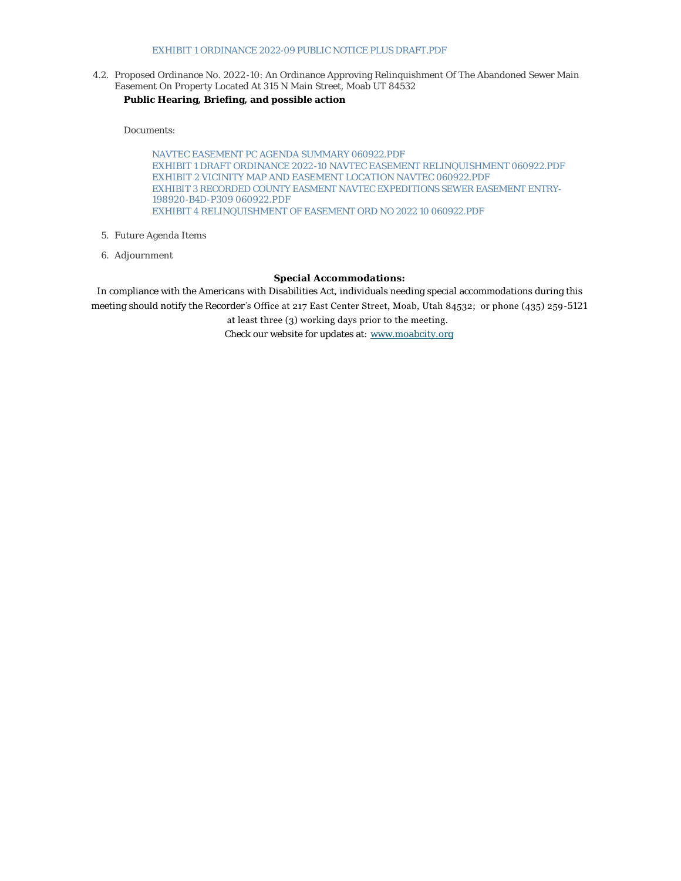EXHIBIT 1 ORDINANCE 2022-09 PUBLIC NOTICE PLUS DRAFT.PDF

4.2. Proposed Ordinance No. 2022-10: An Ordinance Approving Relinquishment Of The Abandoned Sewer Main Easement On Property Located At 315 N Main Street, Moab UT 84532

**Public Hearing, Briefing, and possible action**

Documents:

NAVTEC EASEMENT PC AGENDA SUMMARY 060922.PDF
EXHIBIT 1 DRAFT ORDINANCE 2022-10 NAVTEC EASEMENT RELINQUISHMENT 060922.PDF
EXHIBIT 2 VICINITY MAP AND EASEMENT LOCATION NAVTEC 060922.PDF
EXHIBIT 3 RECORDED COUNTY EASMENT NAVTEC EXPEDITIONS SEWER EASEMENT ENTRY-198920-B4D-P309 060922.PDF
EXHIBIT 4 RELINQUISHMENT OF EASEMENT ORD NO 2022 10 060922.PDF

5. Future Agenda Items

6. Adjournment

**Special Accommodations:**

In compliance with the Americans with Disabilities Act, individuals needing special accommodations during this meeting should notify the Recorder's Office at 217 East Center Street, Moab, Utah 84532; or phone (435) 259-5121 at least three (3) working days prior to the meeting.

Check our website for updates at: www.moabcity.org